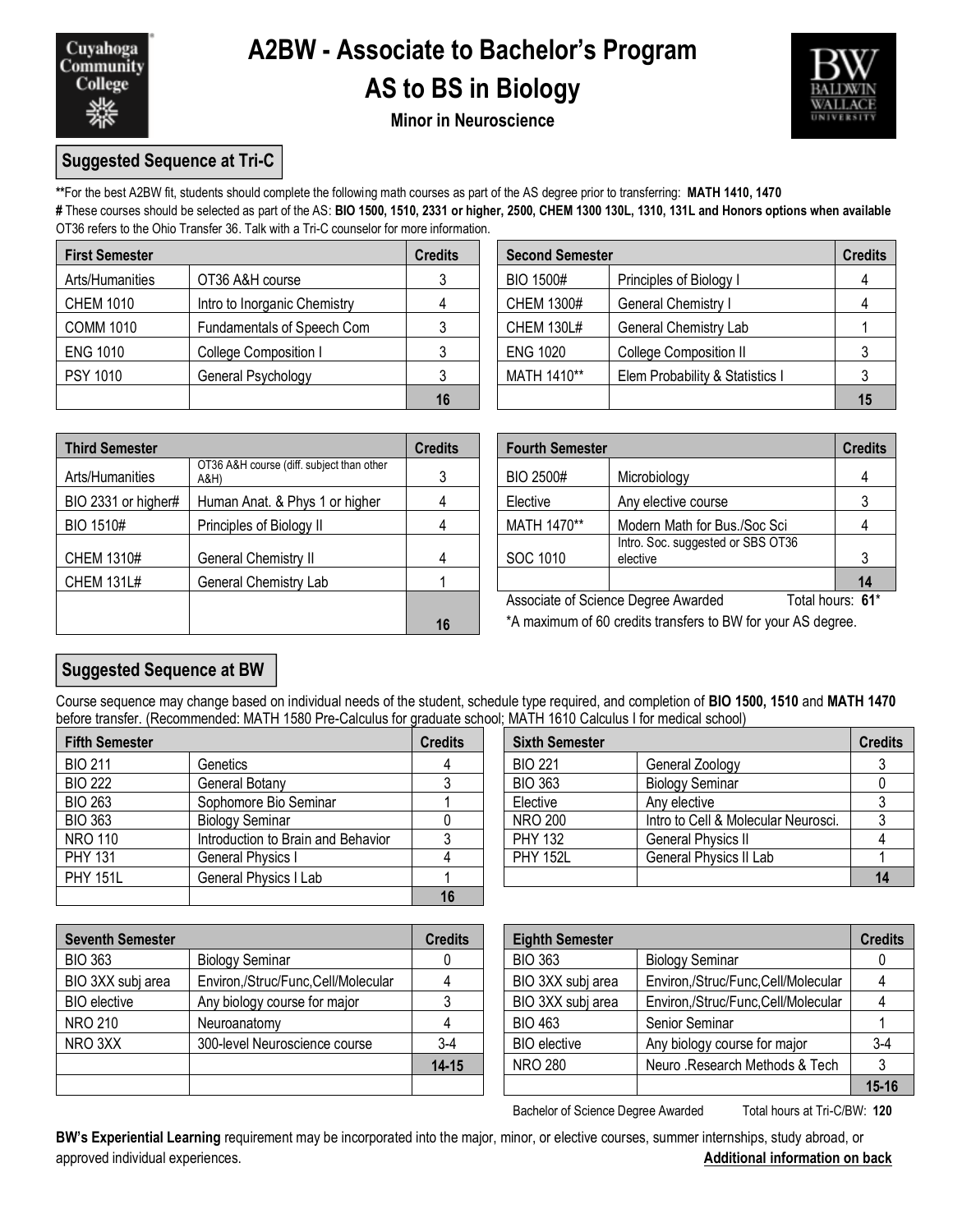# A2BW - Associate to Bachelor's Program

# AS to BS in Biology

### Minor in Neuroscience

## Suggested Sequence at Tri-C

****For the best A2BW fit, students should complete the following math courses as part of the AS degree prior to transferring: **MATH 1410, 1470**

**#** These courses should be selected as part of the AS: **BIO 1500, 1510, 2331 or higher, 2500, CHEM 1300 130L, 1310, 131L and Honors options when available**

OT36 refers to the Ohio Transfer 36. Talk with a Tri-C counselor for more information.

| First Semester | | Credits |
|---|---|---|
| Arts/Humanities | OT36 A&H course | 3 |
| CHEM 1010 | Intro to Inorganic Chemistry | 4 |
| COMM 1010 | Fundamentals of Speech Com | 3 |
| ENG 1010 | College Composition I | 3 |
| PSY 1010 | General Psychology | 3 |
| | | 16 |

| Second Semester | | Credits |
|---|---|---|
| BIO 1500# | Principles of Biology I | 4 |
| CHEM 1300# | General Chemistry I | 4 |
| CHEM 130L# | General Chemistry Lab | 1 |
| ENG 1020 | College Composition II | 3 |
| MATH 1410** | Elem Probability & Statistics I | 3 |
| | | 15 |

| Third Semester | | Credits |
|---|---|---|
| Arts/Humanities | OT36 A&H course (diff. subject than other A&H) | 3 |
| BIO 2331 or higher# | Human Anat. & Phys 1 or higher | 4 |
| BIO 1510# | Principles of Biology II | 4 |
| CHEM 1310# | General Chemistry II | 4 |
| CHEM 131L# | General Chemistry Lab | 1 |
| | | 16 |

| Fourth Semester | | Credits |
|---|---|---|
| BIO 2500# | Microbiology | 4 |
| Elective | Any elective course | 3 |
| MATH 1470** | Modern Math for Bus./Soc Sci | 4 |
| SOC 1010 | Intro. Soc. suggested or SBS OT36 elective | 3 |
| | | 14 |

Associate of Science Degree Awarded — Total hours: **61***

*A maximum of 60 credits transfers to BW for your AS degree.

## Suggested Sequence at BW

Course sequence may change based on individual needs of the student, schedule type required, and completion of **BIO 1500, 1510** and **MATH 1470** before transfer. (Recommended: MATH 1580 Pre-Calculus for graduate school; MATH 1610 Calculus I for medical school)

| Fifth Semester | | Credits |
|---|---|---|
| BIO 211 | Genetics | 4 |
| BIO 222 | General Botany | 3 |
| BIO 263 | Sophomore Bio Seminar | 1 |
| BIO 363 | Biology Seminar | 0 |
| NRO 110 | Introduction to Brain and Behavior | 3 |
| PHY 131 | General Physics I | 4 |
| PHY 151L | General Physics I Lab | 1 |
| | | 16 |

| Sixth Semester | | Credits |
|---|---|---|
| BIO 221 | General Zoology | 3 |
| BIO 363 | Biology Seminar | 0 |
| Elective | Any elective | 3 |
| NRO 200 | Intro to Cell & Molecular Neurosci. | 3 |
| PHY 132 | General Physics II | 4 |
| PHY 152L | General Physics II Lab | 1 |
| | | 14 |

| Seventh Semester | | Credits |
|---|---|---|
| BIO 363 | Biology Seminar | 0 |
| BIO 3XX subj area | Environ,/Struc/Func,Cell/Molecular | 4 |
| BIO elective | Any biology course for major | 3 |
| NRO 210 | Neuroanatomy | 4 |
| NRO 3XX | 300-level Neuroscience course | 3-4 |
| | | 14-15 |

| Eighth Semester | | Credits |
|---|---|---|
| BIO 363 | Biology Seminar | 0 |
| BIO 3XX subj area | Environ,/Struc/Func,Cell/Molecular | 4 |
| BIO 3XX subj area | Environ,/Struc/Func,Cell/Molecular | 4 |
| BIO 463 | Senior Seminar | 1 |
| BIO elective | Any biology course for major | 3-4 |
| NRO 280 | Neuro .Research Methods & Tech | 3 |
| | | 15-16 |

Bachelor of Science Degree Awarded — Total hours at Tri-C/BW: **120**

**BW's Experiential Learning** requirement may be incorporated into the major, minor, or elective courses, summer internships, study abroad, or approved individual experiences.

**Additional information on back**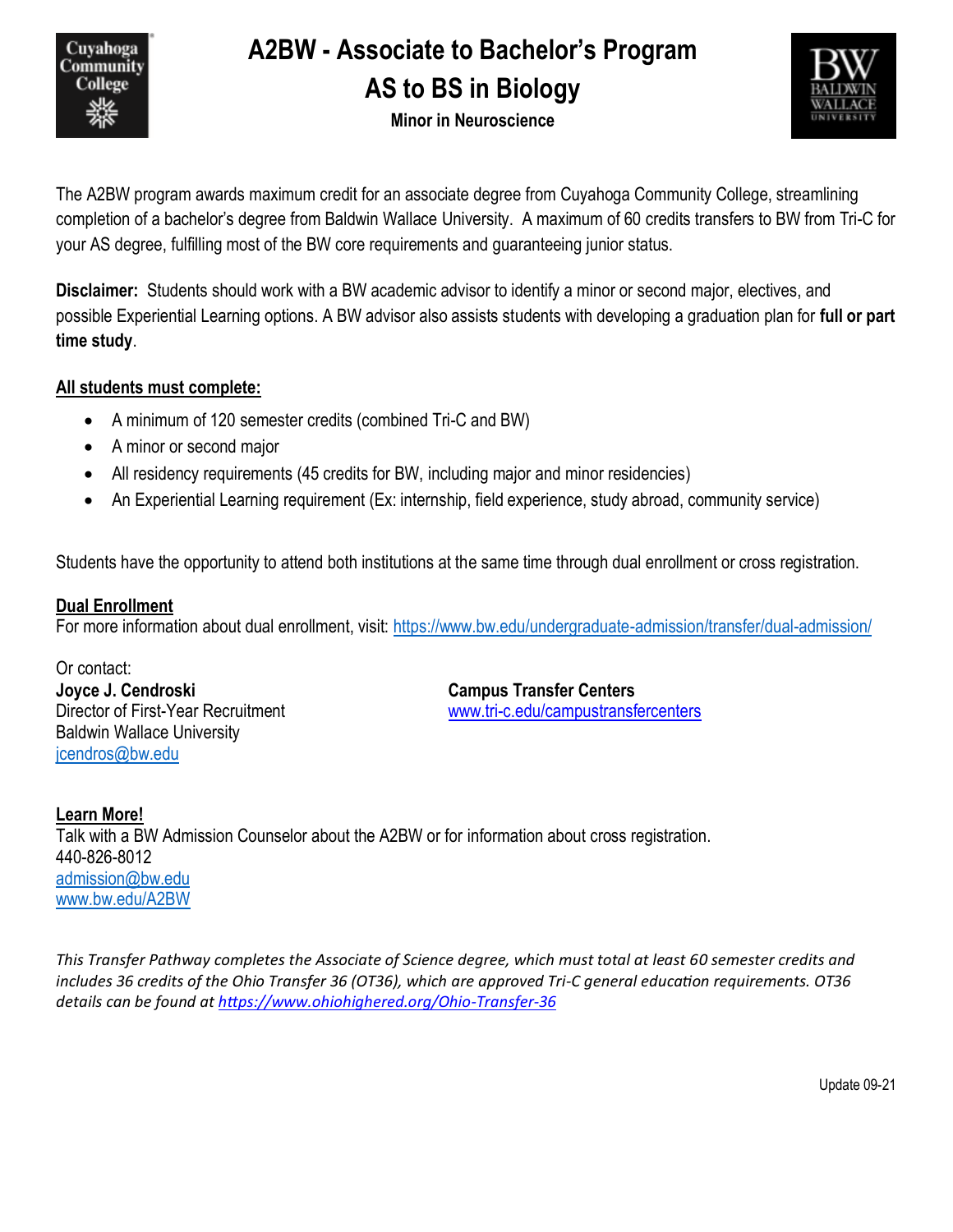# A2BW - Associate to Bachelor's Program

# AS to BS in Biology

### Minor in Neuroscience

The A2BW program awards maximum credit for an associate degree from Cuyahoga Community College, streamlining completion of a bachelor's degree from Baldwin Wallace University. A maximum of 60 credits transfers to BW from Tri-C for your AS degree, fulfilling most of the BW core requirements and guaranteeing junior status.

**Disclaimer:** Students should work with a BW academic advisor to identify a minor or second major, electives, and possible Experiential Learning options. A BW advisor also assists students with developing a graduation plan for **full or part time study**.

**All students must complete:**

- A minimum of 120 semester credits (combined Tri-C and BW)
- A minor or second major
- All residency requirements (45 credits for BW, including major and minor residencies)
- An Experiential Learning requirement (Ex: internship, field experience, study abroad, community service)

Students have the opportunity to attend both institutions at the same time through dual enrollment or cross registration.

**Dual Enrollment**

For more information about dual enrollment, visit: https://www.bw.edu/undergraduate-admission/transfer/dual-admission/

Or contact:

**Joyce J. Cendroski**
Director of First-Year Recruitment
Baldwin Wallace University
jcendros@bw.edu

**Campus Transfer Centers**
www.tri-c.edu/campustransfercenters

**Learn More!**

Talk with a BW Admission Counselor about the A2BW or for information about cross registration.
440-826-8012
admission@bw.edu
www.bw.edu/A2BW

*This Transfer Pathway completes the Associate of Science degree, which must total at least 60 semester credits and includes 36 credits of the Ohio Transfer 36 (OT36), which are approved Tri-C general education requirements. OT36 details can be found at https://www.ohiohighered.org/Ohio-Transfer-36*

Update 09-21